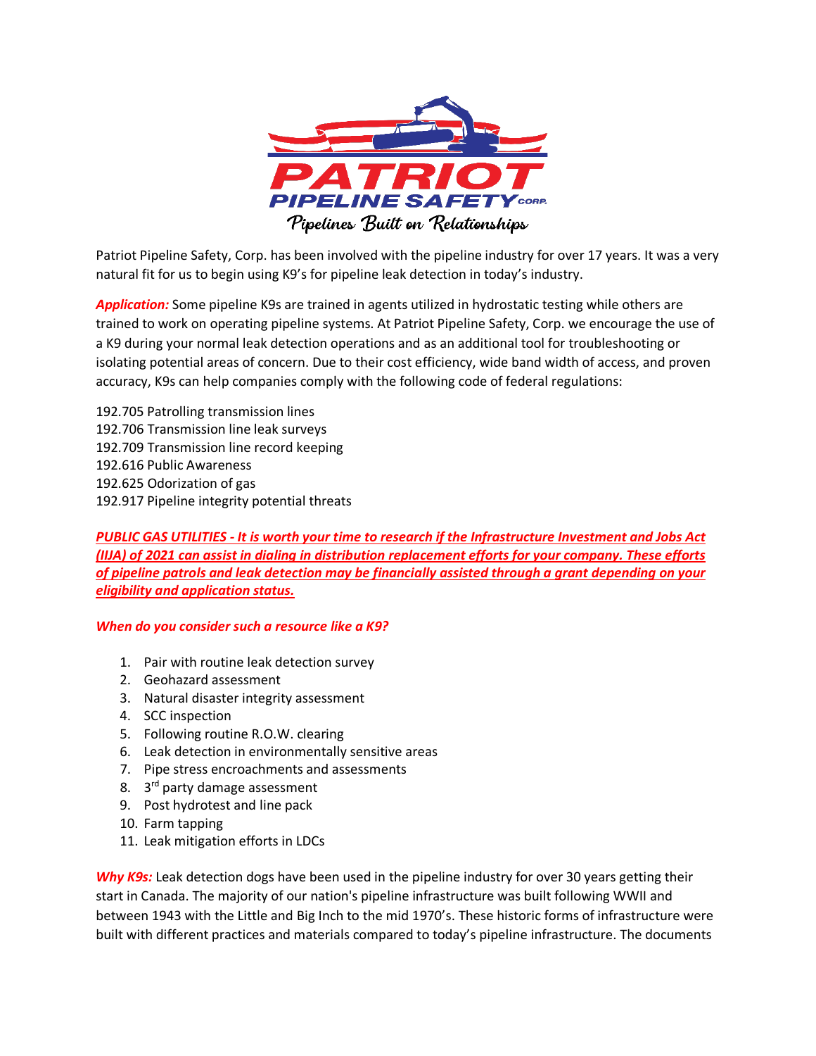# PATRIOT PIPELINE SAFETY CORP.

*Pipelines Built on Relationships*

Patriot Pipeline Safety, Corp. has been involved with the pipeline industry for over 17 years. It was a very natural fit for us to begin using K9's for pipeline leak detection in today's industry.

***Application:*** Some pipeline K9s are trained in agents utilized in hydrostatic testing while others are trained to work on operating pipeline systems. At Patriot Pipeline Safety, Corp. we encourage the use of a K9 during your normal leak detection operations and as an additional tool for troubleshooting or isolating potential areas of concern. Due to their cost efficiency, wide band width of access, and proven accuracy, K9s can help companies comply with the following code of federal regulations:

192.705 Patrolling transmission lines
192.706 Transmission line leak surveys
192.709 Transmission line record keeping
192.616 Public Awareness
192.625 Odorization of gas
192.917 Pipeline integrity potential threats

***PUBLIC GAS UTILITIES - It is worth your time to research if the Infrastructure Investment and Jobs Act (IIJA) of 2021 can assist in dialing in distribution replacement efforts for your company. These efforts of pipeline patrols and leak detection may be financially assisted through a grant depending on your eligibility and application status.***

***When do you consider such a resource like a K9?***

1. Pair with routine leak detection survey
2. Geohazard assessment
3. Natural disaster integrity assessment
4. SCC inspection
5. Following routine R.O.W. clearing
6. Leak detection in environmentally sensitive areas
7. Pipe stress encroachments and assessments
8. 3rd party damage assessment
9. Post hydrotest and line pack
10. Farm tapping
11. Leak mitigation efforts in LDCs

***Why K9s:*** Leak detection dogs have been used in the pipeline industry for over 30 years getting their start in Canada. The majority of our nation's pipeline infrastructure was built following WWII and between 1943 with the Little and Big Inch to the mid 1970's. These historic forms of infrastructure were built with different practices and materials compared to today's pipeline infrastructure. The documents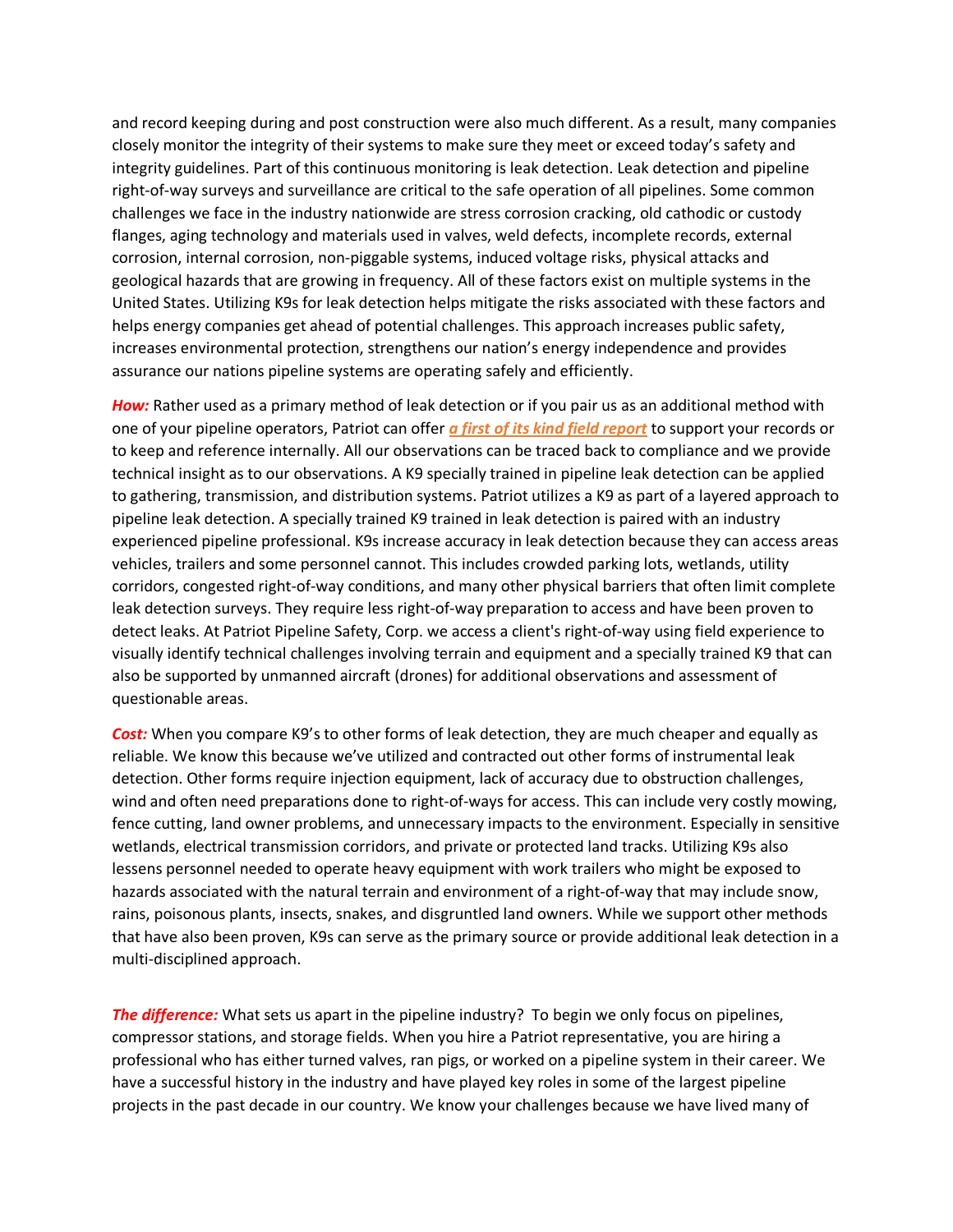and record keeping during and post construction were also much different. As a result, many companies closely monitor the integrity of their systems to make sure they meet or exceed today's safety and integrity guidelines. Part of this continuous monitoring is leak detection. Leak detection and pipeline right-of-way surveys and surveillance are critical to the safe operation of all pipelines. Some common challenges we face in the industry nationwide are stress corrosion cracking, old cathodic or custody flanges, aging technology and materials used in valves, weld defects, incomplete records, external corrosion, internal corrosion, non-piggable systems, induced voltage risks, physical attacks and geological hazards that are growing in frequency. All of these factors exist on multiple systems in the United States. Utilizing K9s for leak detection helps mitigate the risks associated with these factors and helps energy companies get ahead of potential challenges. This approach increases public safety, increases environmental protection, strengthens our nation's energy independence and provides assurance our nations pipeline systems are operating safely and efficiently.

***How:*** Rather used as a primary method of leak detection or if you pair us as an additional method with one of your pipeline operators, Patriot can offer ***a first of its kind field report*** to support your records or to keep and reference internally. All our observations can be traced back to compliance and we provide technical insight as to our observations. A K9 specially trained in pipeline leak detection can be applied to gathering, transmission, and distribution systems. Patriot utilizes a K9 as part of a layered approach to pipeline leak detection. A specially trained K9 trained in leak detection is paired with an industry experienced pipeline professional. K9s increase accuracy in leak detection because they can access areas vehicles, trailers and some personnel cannot. This includes crowded parking lots, wetlands, utility corridors, congested right-of-way conditions, and many other physical barriers that often limit complete leak detection surveys. They require less right-of-way preparation to access and have been proven to detect leaks. At Patriot Pipeline Safety, Corp. we access a client's right-of-way using field experience to visually identify technical challenges involving terrain and equipment and a specially trained K9 that can also be supported by unmanned aircraft (drones) for additional observations and assessment of questionable areas.

***Cost:*** When you compare K9's to other forms of leak detection, they are much cheaper and equally as reliable. We know this because we've utilized and contracted out other forms of instrumental leak detection. Other forms require injection equipment, lack of accuracy due to obstruction challenges, wind and often need preparations done to right-of-ways for access. This can include very costly mowing, fence cutting, land owner problems, and unnecessary impacts to the environment. Especially in sensitive wetlands, electrical transmission corridors, and private or protected land tracks. Utilizing K9s also lessens personnel needed to operate heavy equipment with work trailers who might be exposed to hazards associated with the natural terrain and environment of a right-of-way that may include snow, rains, poisonous plants, insects, snakes, and disgruntled land owners. While we support other methods that have also been proven, K9s can serve as the primary source or provide additional leak detection in a multi-disciplined approach.

***The difference:*** What sets us apart in the pipeline industry? To begin we only focus on pipelines, compressor stations, and storage fields. When you hire a Patriot representative, you are hiring a professional who has either turned valves, ran pigs, or worked on a pipeline system in their career. We have a successful history in the industry and have played key roles in some of the largest pipeline projects in the past decade in our country. We know your challenges because we have lived many of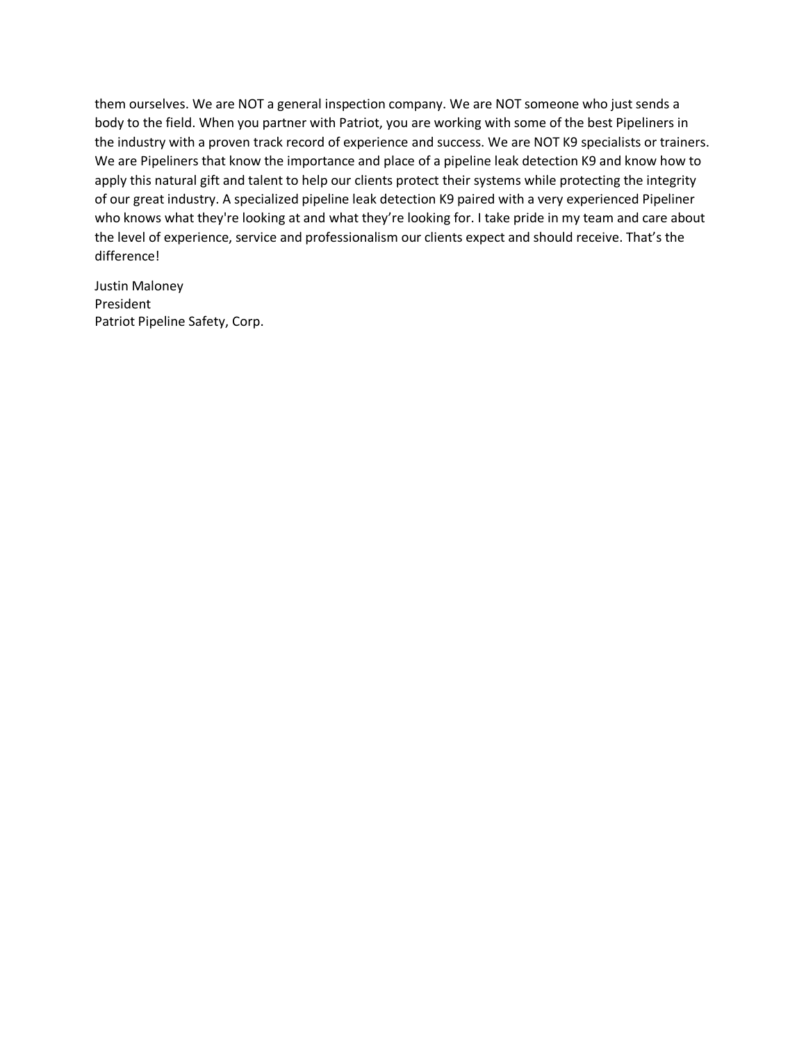them ourselves. We are NOT a general inspection company. We are NOT someone who just sends a body to the field. When you partner with Patriot, you are working with some of the best Pipeliners in the industry with a proven track record of experience and success. We are NOT K9 specialists or trainers. We are Pipeliners that know the importance and place of a pipeline leak detection K9 and know how to apply this natural gift and talent to help our clients protect their systems while protecting the integrity of our great industry. A specialized pipeline leak detection K9 paired with a very experienced Pipeliner who knows what they're looking at and what they're looking for. I take pride in my team and care about the level of experience, service and professionalism our clients expect and should receive. That's the difference!

Justin Maloney
President
Patriot Pipeline Safety, Corp.